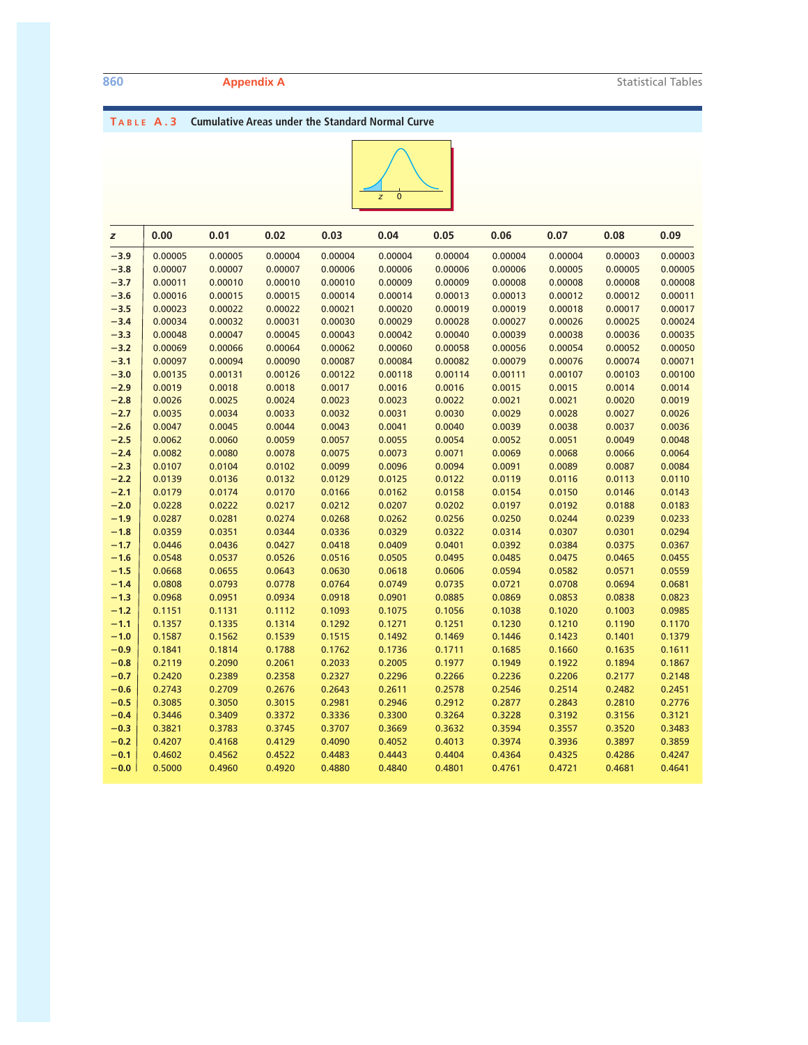**TABLE A.3 Cumulative Areas under the Standard Normal Curve**

| z | 0.00 | 0.01 | 0.02 | 0.03 | 0.04 | 0.05 | 0.06 | 0.07 | 0.08 | 0.09 |
|---|---|---|---|---|---|---|---|---|---|---|
| −3.9 | 0.00005 | 0.00005 | 0.00004 | 0.00004 | 0.00004 | 0.00004 | 0.00004 | 0.00004 | 0.00003 | 0.00003 |
| −3.8 | 0.00007 | 0.00007 | 0.00007 | 0.00006 | 0.00006 | 0.00006 | 0.00006 | 0.00005 | 0.00005 | 0.00005 |
| −3.7 | 0.00011 | 0.00010 | 0.00010 | 0.00010 | 0.00009 | 0.00009 | 0.00008 | 0.00008 | 0.00008 | 0.00008 |
| −3.6 | 0.00016 | 0.00015 | 0.00015 | 0.00014 | 0.00014 | 0.00013 | 0.00013 | 0.00012 | 0.00012 | 0.00011 |
| −3.5 | 0.00023 | 0.00022 | 0.00022 | 0.00021 | 0.00020 | 0.00019 | 0.00019 | 0.00018 | 0.00017 | 0.00017 |
| −3.4 | 0.00034 | 0.00032 | 0.00031 | 0.00030 | 0.00029 | 0.00028 | 0.00027 | 0.00026 | 0.00025 | 0.00024 |
| −3.3 | 0.00048 | 0.00047 | 0.00045 | 0.00043 | 0.00042 | 0.00040 | 0.00039 | 0.00038 | 0.00036 | 0.00035 |
| −3.2 | 0.00069 | 0.00066 | 0.00064 | 0.00062 | 0.00060 | 0.00058 | 0.00056 | 0.00054 | 0.00052 | 0.00050 |
| −3.1 | 0.00097 | 0.00094 | 0.00090 | 0.00087 | 0.00084 | 0.00082 | 0.00079 | 0.00076 | 0.00074 | 0.00071 |
| −3.0 | 0.00135 | 0.00131 | 0.00126 | 0.00122 | 0.00118 | 0.00114 | 0.00111 | 0.00107 | 0.00103 | 0.00100 |
| −2.9 | 0.0019 | 0.0018 | 0.0018 | 0.0017 | 0.0016 | 0.0016 | 0.0015 | 0.0015 | 0.0014 | 0.0014 |
| −2.8 | 0.0026 | 0.0025 | 0.0024 | 0.0023 | 0.0023 | 0.0022 | 0.0021 | 0.0021 | 0.0020 | 0.0019 |
| −2.7 | 0.0035 | 0.0034 | 0.0033 | 0.0032 | 0.0031 | 0.0030 | 0.0029 | 0.0028 | 0.0027 | 0.0026 |
| −2.6 | 0.0047 | 0.0045 | 0.0044 | 0.0043 | 0.0041 | 0.0040 | 0.0039 | 0.0038 | 0.0037 | 0.0036 |
| −2.5 | 0.0062 | 0.0060 | 0.0059 | 0.0057 | 0.0055 | 0.0054 | 0.0052 | 0.0051 | 0.0049 | 0.0048 |
| −2.4 | 0.0082 | 0.0080 | 0.0078 | 0.0075 | 0.0073 | 0.0071 | 0.0069 | 0.0068 | 0.0066 | 0.0064 |
| −2.3 | 0.0107 | 0.0104 | 0.0102 | 0.0099 | 0.0096 | 0.0094 | 0.0091 | 0.0089 | 0.0087 | 0.0084 |
| −2.2 | 0.0139 | 0.0136 | 0.0132 | 0.0129 | 0.0125 | 0.0122 | 0.0119 | 0.0116 | 0.0113 | 0.0110 |
| −2.1 | 0.0179 | 0.0174 | 0.0170 | 0.0166 | 0.0162 | 0.0158 | 0.0154 | 0.0150 | 0.0146 | 0.0143 |
| −2.0 | 0.0228 | 0.0222 | 0.0217 | 0.0212 | 0.0207 | 0.0202 | 0.0197 | 0.0192 | 0.0188 | 0.0183 |
| −1.9 | 0.0287 | 0.0281 | 0.0274 | 0.0268 | 0.0262 | 0.0256 | 0.0250 | 0.0244 | 0.0239 | 0.0233 |
| −1.8 | 0.0359 | 0.0351 | 0.0344 | 0.0336 | 0.0329 | 0.0322 | 0.0314 | 0.0307 | 0.0301 | 0.0294 |
| −1.7 | 0.0446 | 0.0436 | 0.0427 | 0.0418 | 0.0409 | 0.0401 | 0.0392 | 0.0384 | 0.0375 | 0.0367 |
| −1.6 | 0.0548 | 0.0537 | 0.0526 | 0.0516 | 0.0505 | 0.0495 | 0.0485 | 0.0475 | 0.0465 | 0.0455 |
| −1.5 | 0.0668 | 0.0655 | 0.0643 | 0.0630 | 0.0618 | 0.0606 | 0.0594 | 0.0582 | 0.0571 | 0.0559 |
| −1.4 | 0.0808 | 0.0793 | 0.0778 | 0.0764 | 0.0749 | 0.0735 | 0.0721 | 0.0708 | 0.0694 | 0.0681 |
| −1.3 | 0.0968 | 0.0951 | 0.0934 | 0.0918 | 0.0901 | 0.0885 | 0.0869 | 0.0853 | 0.0838 | 0.0823 |
| −1.2 | 0.1151 | 0.1131 | 0.1112 | 0.1093 | 0.1075 | 0.1056 | 0.1038 | 0.1020 | 0.1003 | 0.0985 |
| −1.1 | 0.1357 | 0.1335 | 0.1314 | 0.1292 | 0.1271 | 0.1251 | 0.1230 | 0.1210 | 0.1190 | 0.1170 |
| −1.0 | 0.1587 | 0.1562 | 0.1539 | 0.1515 | 0.1492 | 0.1469 | 0.1446 | 0.1423 | 0.1401 | 0.1379 |
| −0.9 | 0.1841 | 0.1814 | 0.1788 | 0.1762 | 0.1736 | 0.1711 | 0.1685 | 0.1660 | 0.1635 | 0.1611 |
| −0.8 | 0.2119 | 0.2090 | 0.2061 | 0.2033 | 0.2005 | 0.1977 | 0.1949 | 0.1922 | 0.1894 | 0.1867 |
| −0.7 | 0.2420 | 0.2389 | 0.2358 | 0.2327 | 0.2296 | 0.2266 | 0.2236 | 0.2206 | 0.2177 | 0.2148 |
| −0.6 | 0.2743 | 0.2709 | 0.2676 | 0.2643 | 0.2611 | 0.2578 | 0.2546 | 0.2514 | 0.2482 | 0.2451 |
| −0.5 | 0.3085 | 0.3050 | 0.3015 | 0.2981 | 0.2946 | 0.2912 | 0.2877 | 0.2843 | 0.2810 | 0.2776 |
| −0.4 | 0.3446 | 0.3409 | 0.3372 | 0.3336 | 0.3300 | 0.3264 | 0.3228 | 0.3192 | 0.3156 | 0.3121 |
| −0.3 | 0.3821 | 0.3783 | 0.3745 | 0.3707 | 0.3669 | 0.3632 | 0.3594 | 0.3557 | 0.3520 | 0.3483 |
| −0.2 | 0.4207 | 0.4168 | 0.4129 | 0.4090 | 0.4052 | 0.4013 | 0.3974 | 0.3936 | 0.3897 | 0.3859 |
| −0.1 | 0.4602 | 0.4562 | 0.4522 | 0.4483 | 0.4443 | 0.4404 | 0.4364 | 0.4325 | 0.4286 | 0.4247 |
| −0.0 | 0.5000 | 0.4960 | 0.4920 | 0.4880 | 0.4840 | 0.4801 | 0.4761 | 0.4721 | 0.4681 | 0.4641 |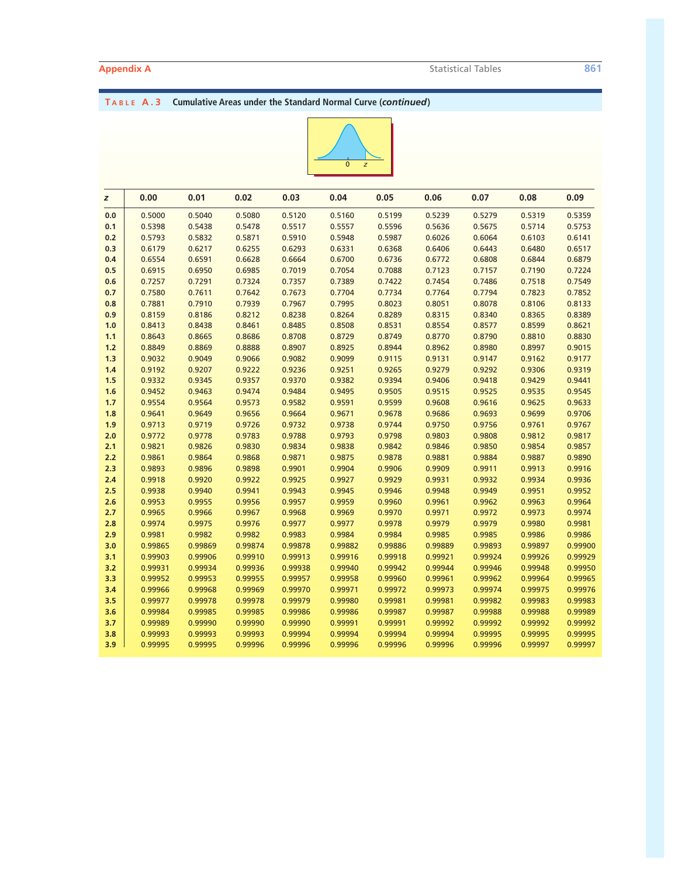**Table A.3** Cumulative Areas under the Standard Normal Curve (*continued*)

| z | 0.00 | 0.01 | 0.02 | 0.03 | 0.04 | 0.05 | 0.06 | 0.07 | 0.08 | 0.09 |
|---|---|---|---|---|---|---|---|---|---|---|
| 0.0 | 0.5000 | 0.5040 | 0.5080 | 0.5120 | 0.5160 | 0.5199 | 0.5239 | 0.5279 | 0.5319 | 0.5359 |
| 0.1 | 0.5398 | 0.5438 | 0.5478 | 0.5517 | 0.5557 | 0.5596 | 0.5636 | 0.5675 | 0.5714 | 0.5753 |
| 0.2 | 0.5793 | 0.5832 | 0.5871 | 0.5910 | 0.5948 | 0.5987 | 0.6026 | 0.6064 | 0.6103 | 0.6141 |
| 0.3 | 0.6179 | 0.6217 | 0.6255 | 0.6293 | 0.6331 | 0.6368 | 0.6406 | 0.6443 | 0.6480 | 0.6517 |
| 0.4 | 0.6554 | 0.6591 | 0.6628 | 0.6664 | 0.6700 | 0.6736 | 0.6772 | 0.6808 | 0.6844 | 0.6879 |
| 0.5 | 0.6915 | 0.6950 | 0.6985 | 0.7019 | 0.7054 | 0.7088 | 0.7123 | 0.7157 | 0.7190 | 0.7224 |
| 0.6 | 0.7257 | 0.7291 | 0.7324 | 0.7357 | 0.7389 | 0.7422 | 0.7454 | 0.7486 | 0.7518 | 0.7549 |
| 0.7 | 0.7580 | 0.7611 | 0.7642 | 0.7673 | 0.7704 | 0.7734 | 0.7764 | 0.7794 | 0.7823 | 0.7852 |
| 0.8 | 0.7881 | 0.7910 | 0.7939 | 0.7967 | 0.7995 | 0.8023 | 0.8051 | 0.8078 | 0.8106 | 0.8133 |
| 0.9 | 0.8159 | 0.8186 | 0.8212 | 0.8238 | 0.8264 | 0.8289 | 0.8315 | 0.8340 | 0.8365 | 0.8389 |
| 1.0 | 0.8413 | 0.8438 | 0.8461 | 0.8485 | 0.8508 | 0.8531 | 0.8554 | 0.8577 | 0.8599 | 0.8621 |
| 1.1 | 0.8643 | 0.8665 | 0.8686 | 0.8708 | 0.8729 | 0.8749 | 0.8770 | 0.8790 | 0.8810 | 0.8830 |
| 1.2 | 0.8849 | 0.8869 | 0.8888 | 0.8907 | 0.8925 | 0.8944 | 0.8962 | 0.8980 | 0.8997 | 0.9015 |
| 1.3 | 0.9032 | 0.9049 | 0.9066 | 0.9082 | 0.9099 | 0.9115 | 0.9131 | 0.9147 | 0.9162 | 0.9177 |
| 1.4 | 0.9192 | 0.9207 | 0.9222 | 0.9236 | 0.9251 | 0.9265 | 0.9279 | 0.9292 | 0.9306 | 0.9319 |
| 1.5 | 0.9332 | 0.9345 | 0.9357 | 0.9370 | 0.9382 | 0.9394 | 0.9406 | 0.9418 | 0.9429 | 0.9441 |
| 1.6 | 0.9452 | 0.9463 | 0.9474 | 0.9484 | 0.9495 | 0.9505 | 0.9515 | 0.9525 | 0.9535 | 0.9545 |
| 1.7 | 0.9554 | 0.9564 | 0.9573 | 0.9582 | 0.9591 | 0.9599 | 0.9608 | 0.9616 | 0.9625 | 0.9633 |
| 1.8 | 0.9641 | 0.9649 | 0.9656 | 0.9664 | 0.9671 | 0.9678 | 0.9686 | 0.9693 | 0.9699 | 0.9706 |
| 1.9 | 0.9713 | 0.9719 | 0.9726 | 0.9732 | 0.9738 | 0.9744 | 0.9750 | 0.9756 | 0.9761 | 0.9767 |
| 2.0 | 0.9772 | 0.9778 | 0.9783 | 0.9788 | 0.9793 | 0.9798 | 0.9803 | 0.9808 | 0.9812 | 0.9817 |
| 2.1 | 0.9821 | 0.9826 | 0.9830 | 0.9834 | 0.9838 | 0.9842 | 0.9846 | 0.9850 | 0.9854 | 0.9857 |
| 2.2 | 0.9861 | 0.9864 | 0.9868 | 0.9871 | 0.9875 | 0.9878 | 0.9881 | 0.9884 | 0.9887 | 0.9890 |
| 2.3 | 0.9893 | 0.9896 | 0.9898 | 0.9901 | 0.9904 | 0.9906 | 0.9909 | 0.9911 | 0.9913 | 0.9916 |
| 2.4 | 0.9918 | 0.9920 | 0.9922 | 0.9925 | 0.9927 | 0.9929 | 0.9931 | 0.9932 | 0.9934 | 0.9936 |
| 2.5 | 0.9938 | 0.9940 | 0.9941 | 0.9943 | 0.9945 | 0.9946 | 0.9948 | 0.9949 | 0.9951 | 0.9952 |
| 2.6 | 0.9953 | 0.9955 | 0.9956 | 0.9957 | 0.9959 | 0.9960 | 0.9961 | 0.9962 | 0.9963 | 0.9964 |
| 2.7 | 0.9965 | 0.9966 | 0.9967 | 0.9968 | 0.9969 | 0.9970 | 0.9971 | 0.9972 | 0.9973 | 0.9974 |
| 2.8 | 0.9974 | 0.9975 | 0.9976 | 0.9977 | 0.9977 | 0.9978 | 0.9979 | 0.9979 | 0.9980 | 0.9981 |
| 2.9 | 0.9981 | 0.9982 | 0.9982 | 0.9983 | 0.9984 | 0.9984 | 0.9985 | 0.9985 | 0.9986 | 0.9986 |
| 3.0 | 0.99865 | 0.99869 | 0.99874 | 0.99878 | 0.99882 | 0.99886 | 0.99889 | 0.99893 | 0.99897 | 0.99900 |
| 3.1 | 0.99903 | 0.99906 | 0.99910 | 0.99913 | 0.99916 | 0.99918 | 0.99921 | 0.99924 | 0.99926 | 0.99929 |
| 3.2 | 0.99931 | 0.99934 | 0.99936 | 0.99938 | 0.99940 | 0.99942 | 0.99944 | 0.99946 | 0.99948 | 0.99950 |
| 3.3 | 0.99952 | 0.99953 | 0.99955 | 0.99957 | 0.99958 | 0.99960 | 0.99961 | 0.99962 | 0.99964 | 0.99965 |
| 3.4 | 0.99966 | 0.99968 | 0.99969 | 0.99970 | 0.99971 | 0.99972 | 0.99973 | 0.99974 | 0.99975 | 0.99976 |
| 3.5 | 0.99977 | 0.99978 | 0.99978 | 0.99979 | 0.99980 | 0.99981 | 0.99981 | 0.99982 | 0.99983 | 0.99983 |
| 3.6 | 0.99984 | 0.99985 | 0.99985 | 0.99986 | 0.99986 | 0.99987 | 0.99987 | 0.99988 | 0.99988 | 0.99989 |
| 3.7 | 0.99989 | 0.99990 | 0.99990 | 0.99990 | 0.99991 | 0.99991 | 0.99992 | 0.99992 | 0.99992 | 0.99992 |
| 3.8 | 0.99993 | 0.99993 | 0.99993 | 0.99994 | 0.99994 | 0.99994 | 0.99994 | 0.99995 | 0.99995 | 0.99995 |
| 3.9 | 0.99995 | 0.99995 | 0.99996 | 0.99996 | 0.99996 | 0.99996 | 0.99996 | 0.99996 | 0.99997 | 0.99997 |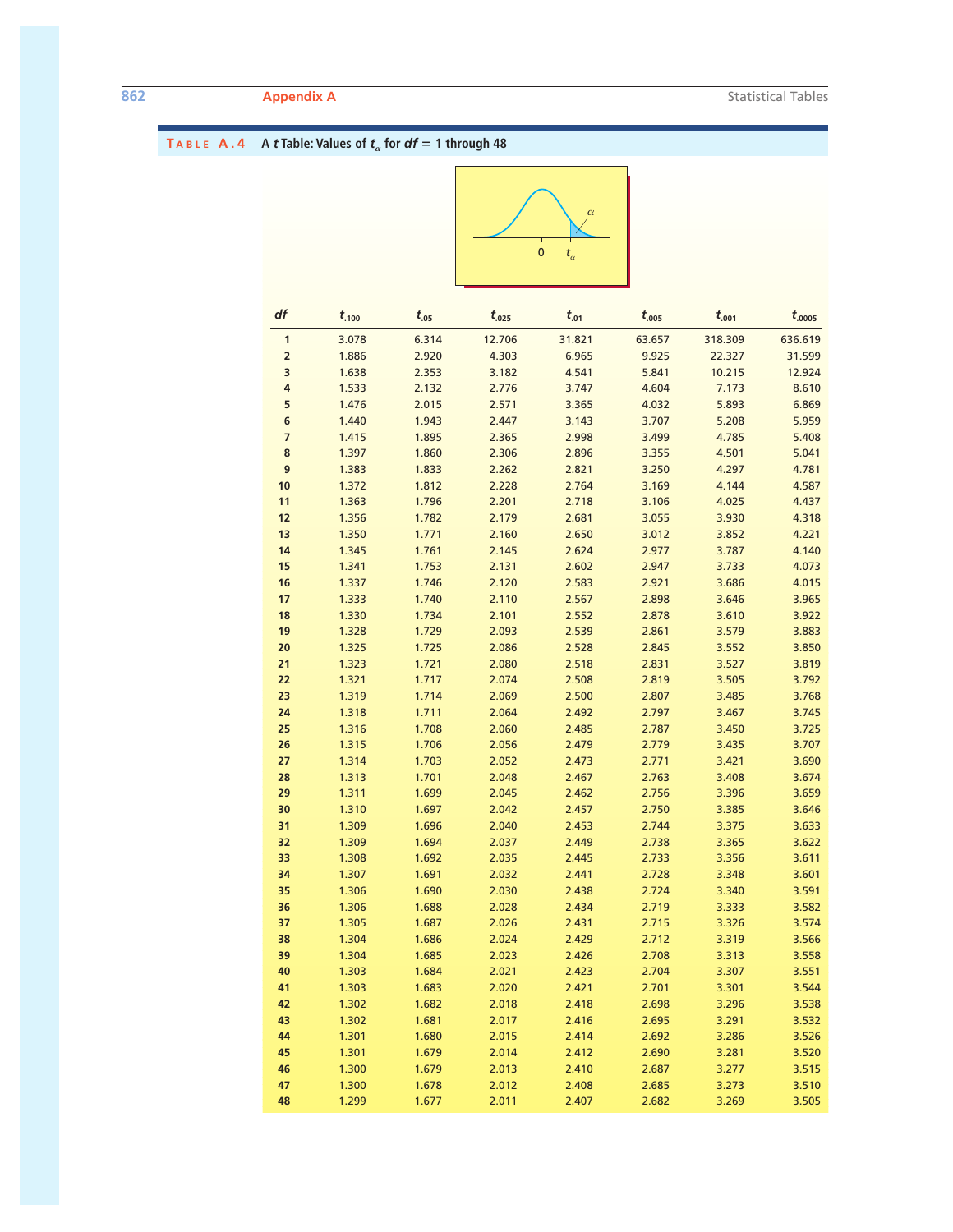**TABLE A.4** A $t$ Table: Values of $t_\alpha$ for $df = 1$ through 48

| $df$ | $t_{.100}$ | $t_{.05}$ | $t_{.025}$ | $t_{.01}$ | $t_{.005}$ | $t_{.001}$ | $t_{.0005}$ |
|---|---|---|---|---|---|---|---|
| **1** | 3.078 | 6.314 | 12.706 | 31.821 | 63.657 | 318.309 | 636.619 |
| **2** | 1.886 | 2.920 | 4.303 | 6.965 | 9.925 | 22.327 | 31.599 |
| **3** | 1.638 | 2.353 | 3.182 | 4.541 | 5.841 | 10.215 | 12.924 |
| **4** | 1.533 | 2.132 | 2.776 | 3.747 | 4.604 | 7.173 | 8.610 |
| **5** | 1.476 | 2.015 | 2.571 | 3.365 | 4.032 | 5.893 | 6.869 |
| **6** | 1.440 | 1.943 | 2.447 | 3.143 | 3.707 | 5.208 | 5.959 |
| **7** | 1.415 | 1.895 | 2.365 | 2.998 | 3.499 | 4.785 | 5.408 |
| **8** | 1.397 | 1.860 | 2.306 | 2.896 | 3.355 | 4.501 | 5.041 |
| **9** | 1.383 | 1.833 | 2.262 | 2.821 | 3.250 | 4.297 | 4.781 |
| **10** | 1.372 | 1.812 | 2.228 | 2.764 | 3.169 | 4.144 | 4.587 |
| **11** | 1.363 | 1.796 | 2.201 | 2.718 | 3.106 | 4.025 | 4.437 |
| **12** | 1.356 | 1.782 | 2.179 | 2.681 | 3.055 | 3.930 | 4.318 |
| **13** | 1.350 | 1.771 | 2.160 | 2.650 | 3.012 | 3.852 | 4.221 |
| **14** | 1.345 | 1.761 | 2.145 | 2.624 | 2.977 | 3.787 | 4.140 |
| **15** | 1.341 | 1.753 | 2.131 | 2.602 | 2.947 | 3.733 | 4.073 |
| **16** | 1.337 | 1.746 | 2.120 | 2.583 | 2.921 | 3.686 | 4.015 |
| **17** | 1.333 | 1.740 | 2.110 | 2.567 | 2.898 | 3.646 | 3.965 |
| **18** | 1.330 | 1.734 | 2.101 | 2.552 | 2.878 | 3.610 | 3.922 |
| **19** | 1.328 | 1.729 | 2.093 | 2.539 | 2.861 | 3.579 | 3.883 |
| **20** | 1.325 | 1.725 | 2.086 | 2.528 | 2.845 | 3.552 | 3.850 |
| **21** | 1.323 | 1.721 | 2.080 | 2.518 | 2.831 | 3.527 | 3.819 |
| **22** | 1.321 | 1.717 | 2.074 | 2.508 | 2.819 | 3.505 | 3.792 |
| **23** | 1.319 | 1.714 | 2.069 | 2.500 | 2.807 | 3.485 | 3.768 |
| **24** | 1.318 | 1.711 | 2.064 | 2.492 | 2.797 | 3.467 | 3.745 |
| **25** | 1.316 | 1.708 | 2.060 | 2.485 | 2.787 | 3.450 | 3.725 |
| **26** | 1.315 | 1.706 | 2.056 | 2.479 | 2.779 | 3.435 | 3.707 |
| **27** | 1.314 | 1.703 | 2.052 | 2.473 | 2.771 | 3.421 | 3.690 |
| **28** | 1.313 | 1.701 | 2.048 | 2.467 | 2.763 | 3.408 | 3.674 |
| **29** | 1.311 | 1.699 | 2.045 | 2.462 | 2.756 | 3.396 | 3.659 |
| **30** | 1.310 | 1.697 | 2.042 | 2.457 | 2.750 | 3.385 | 3.646 |
| **31** | 1.309 | 1.696 | 2.040 | 2.453 | 2.744 | 3.375 | 3.633 |
| **32** | 1.309 | 1.694 | 2.037 | 2.449 | 2.738 | 3.365 | 3.622 |
| **33** | 1.308 | 1.692 | 2.035 | 2.445 | 2.733 | 3.356 | 3.611 |
| **34** | 1.307 | 1.691 | 2.032 | 2.441 | 2.728 | 3.348 | 3.601 |
| **35** | 1.306 | 1.690 | 2.030 | 2.438 | 2.724 | 3.340 | 3.591 |
| **36** | 1.306 | 1.688 | 2.028 | 2.434 | 2.719 | 3.333 | 3.582 |
| **37** | 1.305 | 1.687 | 2.026 | 2.431 | 2.715 | 3.326 | 3.574 |
| **38** | 1.304 | 1.686 | 2.024 | 2.429 | 2.712 | 3.319 | 3.566 |
| **39** | 1.304 | 1.685 | 2.023 | 2.426 | 2.708 | 3.313 | 3.558 |
| **40** | 1.303 | 1.684 | 2.021 | 2.423 | 2.704 | 3.307 | 3.551 |
| **41** | 1.303 | 1.683 | 2.020 | 2.421 | 2.701 | 3.301 | 3.544 |
| **42** | 1.302 | 1.682 | 2.018 | 2.418 | 2.698 | 3.296 | 3.538 |
| **43** | 1.302 | 1.681 | 2.017 | 2.416 | 2.695 | 3.291 | 3.532 |
| **44** | 1.301 | 1.680 | 2.015 | 2.414 | 2.692 | 3.286 | 3.526 |
| **45** | 1.301 | 1.679 | 2.014 | 2.412 | 2.690 | 3.281 | 3.520 |
| **46** | 1.300 | 1.679 | 2.013 | 2.410 | 2.687 | 3.277 | 3.515 |
| **47** | 1.300 | 1.678 | 2.012 | 2.408 | 2.685 | 3.273 | 3.510 |
| **48** | 1.299 | 1.677 | 2.011 | 2.407 | 2.682 | 3.269 | 3.505 |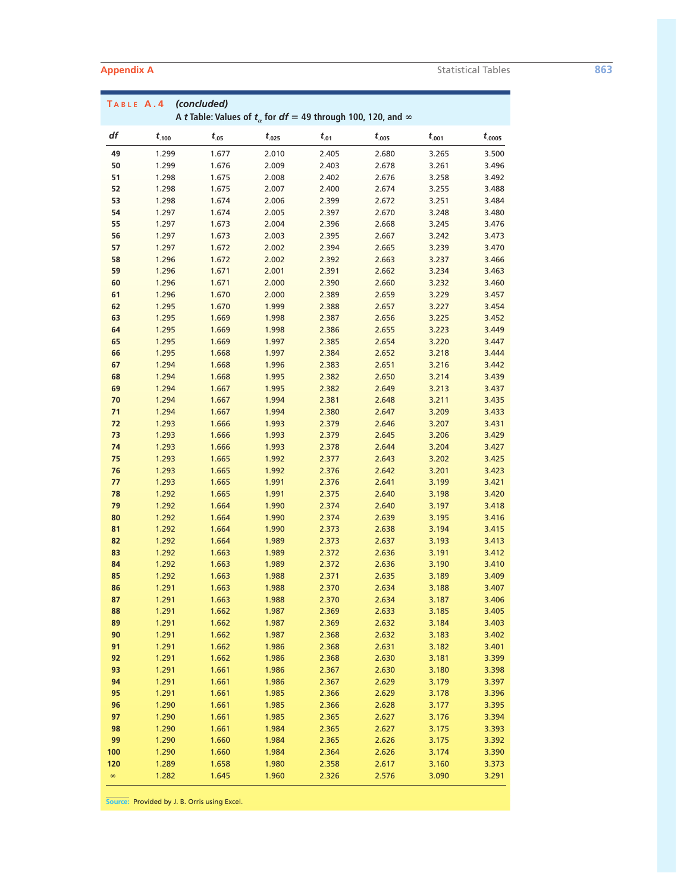**TABLE A.4** ***(concluded)***
**A *t* Table: Values of $t_\alpha$ for $df$ = 49 through 100, 120, and ∞**

| $df$ | $t_{.100}$ | $t_{.05}$ | $t_{.025}$ | $t_{.01}$ | $t_{.005}$ | $t_{.001}$ | $t_{.0005}$ |
|---|---|---|---|---|---|---|---|
| **49** | 1.299 | 1.677 | 2.010 | 2.405 | 2.680 | 3.265 | 3.500 |
| **50** | 1.299 | 1.676 | 2.009 | 2.403 | 2.678 | 3.261 | 3.496 |
| **51** | 1.298 | 1.675 | 2.008 | 2.402 | 2.676 | 3.258 | 3.492 |
| **52** | 1.298 | 1.675 | 2.007 | 2.400 | 2.674 | 3.255 | 3.488 |
| **53** | 1.298 | 1.674 | 2.006 | 2.399 | 2.672 | 3.251 | 3.484 |
| **54** | 1.297 | 1.674 | 2.005 | 2.397 | 2.670 | 3.248 | 3.480 |
| **55** | 1.297 | 1.673 | 2.004 | 2.396 | 2.668 | 3.245 | 3.476 |
| **56** | 1.297 | 1.673 | 2.003 | 2.395 | 2.667 | 3.242 | 3.473 |
| **57** | 1.297 | 1.672 | 2.002 | 2.394 | 2.665 | 3.239 | 3.470 |
| **58** | 1.296 | 1.672 | 2.002 | 2.392 | 2.663 | 3.237 | 3.466 |
| **59** | 1.296 | 1.671 | 2.001 | 2.391 | 2.662 | 3.234 | 3.463 |
| **60** | 1.296 | 1.671 | 2.000 | 2.390 | 2.660 | 3.232 | 3.460 |
| **61** | 1.296 | 1.670 | 2.000 | 2.389 | 2.659 | 3.229 | 3.457 |
| **62** | 1.295 | 1.670 | 1.999 | 2.388 | 2.657 | 3.227 | 3.454 |
| **63** | 1.295 | 1.669 | 1.998 | 2.387 | 2.656 | 3.225 | 3.452 |
| **64** | 1.295 | 1.669 | 1.998 | 2.386 | 2.655 | 3.223 | 3.449 |
| **65** | 1.295 | 1.669 | 1.997 | 2.385 | 2.654 | 3.220 | 3.447 |
| **66** | 1.295 | 1.668 | 1.997 | 2.384 | 2.652 | 3.218 | 3.444 |
| **67** | 1.294 | 1.668 | 1.996 | 2.383 | 2.651 | 3.216 | 3.442 |
| **68** | 1.294 | 1.668 | 1.995 | 2.382 | 2.650 | 3.214 | 3.439 |
| **69** | 1.294 | 1.667 | 1.995 | 2.382 | 2.649 | 3.213 | 3.437 |
| **70** | 1.294 | 1.667 | 1.994 | 2.381 | 2.648 | 3.211 | 3.435 |
| **71** | 1.294 | 1.667 | 1.994 | 2.380 | 2.647 | 3.209 | 3.433 |
| **72** | 1.293 | 1.666 | 1.993 | 2.379 | 2.646 | 3.207 | 3.431 |
| **73** | 1.293 | 1.666 | 1.993 | 2.379 | 2.645 | 3.206 | 3.429 |
| **74** | 1.293 | 1.666 | 1.993 | 2.378 | 2.644 | 3.204 | 3.427 |
| **75** | 1.293 | 1.665 | 1.992 | 2.377 | 2.643 | 3.202 | 3.425 |
| **76** | 1.293 | 1.665 | 1.992 | 2.376 | 2.642 | 3.201 | 3.423 |
| **77** | 1.293 | 1.665 | 1.991 | 2.376 | 2.641 | 3.199 | 3.421 |
| **78** | 1.292 | 1.665 | 1.991 | 2.375 | 2.640 | 3.198 | 3.420 |
| **79** | 1.292 | 1.664 | 1.990 | 2.374 | 2.640 | 3.197 | 3.418 |
| **80** | 1.292 | 1.664 | 1.990 | 2.374 | 2.639 | 3.195 | 3.416 |
| **81** | 1.292 | 1.664 | 1.990 | 2.373 | 2.638 | 3.194 | 3.415 |
| **82** | 1.292 | 1.664 | 1.989 | 2.373 | 2.637 | 3.193 | 3.413 |
| **83** | 1.292 | 1.663 | 1.989 | 2.372 | 2.636 | 3.191 | 3.412 |
| **84** | 1.292 | 1.663 | 1.989 | 2.372 | 2.636 | 3.190 | 3.410 |
| **85** | 1.292 | 1.663 | 1.988 | 2.371 | 2.635 | 3.189 | 3.409 |
| **86** | 1.291 | 1.663 | 1.988 | 2.370 | 2.634 | 3.188 | 3.407 |
| **87** | 1.291 | 1.663 | 1.988 | 2.370 | 2.634 | 3.187 | 3.406 |
| **88** | 1.291 | 1.662 | 1.987 | 2.369 | 2.633 | 3.185 | 3.405 |
| **89** | 1.291 | 1.662 | 1.987 | 2.369 | 2.632 | 3.184 | 3.403 |
| **90** | 1.291 | 1.662 | 1.987 | 2.368 | 2.632 | 3.183 | 3.402 |
| **91** | 1.291 | 1.662 | 1.986 | 2.368 | 2.631 | 3.182 | 3.401 |
| **92** | 1.291 | 1.662 | 1.986 | 2.368 | 2.630 | 3.181 | 3.399 |
| **93** | 1.291 | 1.661 | 1.986 | 2.367 | 2.630 | 3.180 | 3.398 |
| **94** | 1.291 | 1.661 | 1.986 | 2.367 | 2.629 | 3.179 | 3.397 |
| **95** | 1.291 | 1.661 | 1.985 | 2.366 | 2.629 | 3.178 | 3.396 |
| **96** | 1.290 | 1.661 | 1.985 | 2.366 | 2.628 | 3.177 | 3.395 |
| **97** | 1.290 | 1.661 | 1.985 | 2.365 | 2.627 | 3.176 | 3.394 |
| **98** | 1.290 | 1.661 | 1.984 | 2.365 | 2.627 | 3.175 | 3.393 |
| **99** | 1.290 | 1.660 | 1.984 | 2.365 | 2.626 | 3.175 | 3.392 |
| **100** | 1.290 | 1.660 | 1.984 | 2.364 | 2.626 | 3.174 | 3.390 |
| **120** | 1.289 | 1.658 | 1.980 | 2.358 | 2.617 | 3.160 | 3.373 |
| **∞** | 1.282 | 1.645 | 1.960 | 2.326 | 2.576 | 3.090 | 3.291 |

Source: Provided by J. B. Orris using Excel.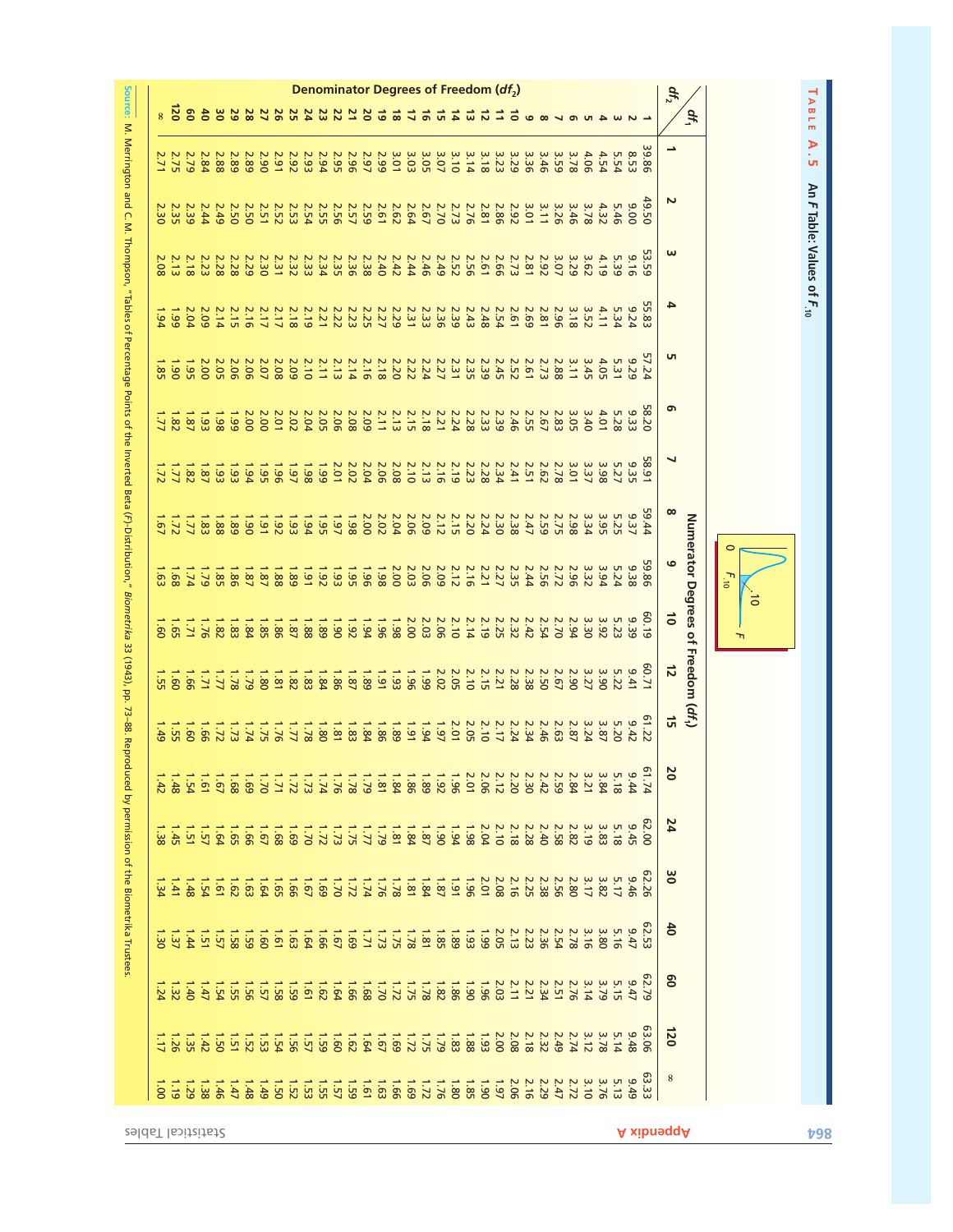# TABLE A.5 An F Table: Values of $F_{.10}$

**Numerator Degrees of Freedom ($df_1$)** / **Denominator Degrees of Freedom ($df_2$)**

| $df_2$ \ $df_1$ | 1 | 2 | 3 | 4 | 5 | 6 | 7 | 8 | 9 | 10 | 12 | 15 | 20 | 24 | 30 | 40 | 60 | 120 | ∞ |
|---|---|---|---|---|---|---|---|---|---|---|---|---|---|---|---|---|---|---|---|
| **1** | 39.86 | 49.50 | 53.59 | 55.83 | 57.24 | 58.20 | 58.91 | 59.44 | 59.86 | 60.19 | 60.71 | 61.22 | 61.74 | 62.00 | 62.26 | 62.53 | 62.79 | 63.06 | 63.33 |
| **2** | 8.53 | 9.00 | 9.16 | 9.24 | 9.29 | 9.33 | 9.35 | 9.37 | 9.38 | 9.39 | 9.41 | 9.42 | 9.44 | 9.45 | 9.46 | 9.47 | 9.47 | 9.48 | 9.49 |
| **3** | 5.54 | 5.46 | 5.39 | 5.34 | 5.31 | 5.28 | 5.27 | 5.25 | 5.24 | 5.23 | 5.22 | 5.20 | 5.18 | 5.18 | 5.17 | 5.16 | 5.15 | 5.14 | 5.13 |
| **4** | 4.54 | 4.32 | 4.19 | 4.11 | 4.05 | 4.01 | 3.98 | 3.95 | 3.94 | 3.92 | 3.90 | 3.87 | 3.84 | 3.83 | 3.82 | 3.80 | 3.79 | 3.78 | 3.76 |
| **5** | 4.06 | 3.78 | 3.62 | 3.52 | 3.45 | 3.40 | 3.37 | 3.34 | 3.32 | 3.30 | 3.27 | 3.24 | 3.21 | 3.19 | 3.17 | 3.16 | 3.14 | 3.12 | 3.10 |
| **6** | 3.78 | 3.46 | 3.29 | 3.18 | 3.11 | 3.05 | 3.01 | 2.98 | 2.96 | 2.94 | 2.90 | 2.87 | 2.84 | 2.82 | 2.80 | 2.78 | 2.76 | 2.74 | 2.72 |
| **7** | 3.59 | 3.26 | 3.07 | 2.96 | 2.88 | 2.83 | 2.78 | 2.75 | 2.72 | 2.70 | 2.67 | 2.63 | 2.59 | 2.58 | 2.56 | 2.54 | 2.51 | 2.49 | 2.47 |
| **8** | 3.46 | 3.11 | 2.92 | 2.81 | 2.73 | 2.67 | 2.62 | 2.59 | 2.56 | 2.54 | 2.50 | 2.46 | 2.42 | 2.40 | 2.38 | 2.36 | 2.34 | 2.32 | 2.29 |
| **9** | 3.36 | 3.01 | 2.81 | 2.69 | 2.61 | 2.55 | 2.51 | 2.47 | 2.44 | 2.42 | 2.38 | 2.34 | 2.30 | 2.28 | 2.25 | 2.23 | 2.21 | 2.18 | 2.16 |
| **10** | 3.29 | 2.92 | 2.73 | 2.61 | 2.52 | 2.46 | 2.41 | 2.38 | 2.35 | 2.32 | 2.28 | 2.24 | 2.20 | 2.18 | 2.16 | 2.13 | 2.11 | 2.08 | 2.06 |
| **11** | 3.23 | 2.86 | 2.66 | 2.54 | 2.45 | 2.39 | 2.34 | 2.30 | 2.27 | 2.25 | 2.21 | 2.17 | 2.12 | 2.10 | 2.08 | 2.05 | 2.03 | 2.00 | 1.97 |
| **12** | 3.18 | 2.81 | 2.61 | 2.48 | 2.39 | 2.33 | 2.28 | 2.24 | 2.21 | 2.19 | 2.15 | 2.10 | 2.06 | 2.04 | 2.01 | 1.99 | 1.96 | 1.93 | 1.90 |
| **13** | 3.14 | 2.76 | 2.56 | 2.43 | 2.35 | 2.28 | 2.23 | 2.20 | 2.16 | 2.14 | 2.10 | 2.05 | 2.01 | 1.98 | 1.96 | 1.93 | 1.90 | 1.88 | 1.85 |
| **14** | 3.10 | 2.73 | 2.52 | 2.39 | 2.31 | 2.24 | 2.19 | 2.15 | 2.12 | 2.10 | 2.05 | 2.01 | 1.96 | 1.94 | 1.91 | 1.89 | 1.86 | 1.83 | 1.80 |
| **15** | 3.07 | 2.70 | 2.49 | 2.36 | 2.27 | 2.21 | 2.16 | 2.12 | 2.09 | 2.06 | 2.02 | 1.97 | 1.92 | 1.90 | 1.87 | 1.85 | 1.82 | 1.79 | 1.76 |
| **16** | 3.05 | 2.67 | 2.46 | 2.33 | 2.24 | 2.18 | 2.13 | 2.09 | 2.06 | 2.03 | 1.99 | 1.94 | 1.89 | 1.87 | 1.84 | 1.81 | 1.78 | 1.75 | 1.72 |
| **17** | 3.03 | 2.64 | 2.44 | 2.31 | 2.22 | 2.15 | 2.10 | 2.06 | 2.03 | 2.00 | 1.96 | 1.91 | 1.86 | 1.84 | 1.81 | 1.78 | 1.75 | 1.72 | 1.69 |
| **18** | 3.01 | 2.62 | 2.42 | 2.29 | 2.20 | 2.13 | 2.08 | 2.04 | 2.00 | 1.98 | 1.93 | 1.89 | 1.84 | 1.81 | 1.78 | 1.75 | 1.72 | 1.69 | 1.66 |
| **19** | 2.99 | 2.61 | 2.40 | 2.27 | 2.18 | 2.11 | 2.06 | 2.02 | 1.98 | 1.96 | 1.91 | 1.86 | 1.81 | 1.79 | 1.76 | 1.73 | 1.70 | 1.67 | 1.63 |
| **20** | 2.97 | 2.59 | 2.38 | 2.25 | 2.16 | 2.09 | 2.04 | 2.00 | 1.96 | 1.94 | 1.89 | 1.84 | 1.79 | 1.77 | 1.74 | 1.71 | 1.68 | 1.64 | 1.61 |
| **21** | 2.96 | 2.57 | 2.36 | 2.23 | 2.14 | 2.08 | 2.02 | 1.98 | 1.95 | 1.92 | 1.87 | 1.83 | 1.78 | 1.75 | 1.72 | 1.69 | 1.66 | 1.62 | 1.59 |
| **22** | 2.95 | 2.56 | 2.35 | 2.22 | 2.13 | 2.06 | 2.01 | 1.97 | 1.93 | 1.90 | 1.86 | 1.81 | 1.76 | 1.73 | 1.70 | 1.67 | 1.64 | 1.60 | 1.57 |
| **23** | 2.94 | 2.55 | 2.34 | 2.21 | 2.11 | 2.05 | 1.99 | 1.95 | 1.92 | 1.89 | 1.84 | 1.80 | 1.74 | 1.72 | 1.69 | 1.66 | 1.62 | 1.59 | 1.55 |
| **24** | 2.93 | 2.54 | 2.33 | 2.19 | 2.10 | 2.04 | 1.98 | 1.94 | 1.91 | 1.88 | 1.83 | 1.78 | 1.73 | 1.70 | 1.67 | 1.64 | 1.61 | 1.57 | 1.53 |
| **25** | 2.92 | 2.53 | 2.32 | 2.18 | 2.09 | 2.02 | 1.97 | 1.93 | 1.89 | 1.87 | 1.82 | 1.77 | 1.72 | 1.69 | 1.66 | 1.63 | 1.59 | 1.56 | 1.52 |
| **26** | 2.91 | 2.52 | 2.31 | 2.17 | 2.08 | 2.01 | 1.96 | 1.92 | 1.88 | 1.86 | 1.81 | 1.76 | 1.71 | 1.68 | 1.65 | 1.61 | 1.58 | 1.54 | 1.50 |
| **27** | 2.90 | 2.51 | 2.30 | 2.17 | 2.07 | 2.00 | 1.95 | 1.91 | 1.87 | 1.85 | 1.80 | 1.75 | 1.70 | 1.67 | 1.64 | 1.60 | 1.57 | 1.53 | 1.49 |
| **28** | 2.89 | 2.50 | 2.29 | 2.16 | 2.06 | 2.00 | 1.94 | 1.90 | 1.87 | 1.84 | 1.79 | 1.74 | 1.69 | 1.66 | 1.63 | 1.59 | 1.56 | 1.52 | 1.48 |
| **29** | 2.89 | 2.50 | 2.28 | 2.15 | 2.06 | 1.99 | 1.93 | 1.89 | 1.86 | 1.83 | 1.78 | 1.73 | 1.68 | 1.65 | 1.62 | 1.58 | 1.55 | 1.51 | 1.47 |
| **30** | 2.88 | 2.49 | 2.28 | 2.14 | 2.05 | 1.98 | 1.93 | 1.88 | 1.85 | 1.82 | 1.77 | 1.72 | 1.67 | 1.64 | 1.61 | 1.57 | 1.54 | 1.50 | 1.46 |
| **40** | 2.84 | 2.44 | 2.23 | 2.09 | 2.00 | 1.93 | 1.87 | 1.83 | 1.79 | 1.76 | 1.71 | 1.66 | 1.61 | 1.57 | 1.54 | 1.51 | 1.47 | 1.42 | 1.38 |
| **60** | 2.79 | 2.39 | 2.18 | 2.04 | 1.95 | 1.87 | 1.82 | 1.77 | 1.74 | 1.71 | 1.66 | 1.60 | 1.54 | 1.51 | 1.48 | 1.44 | 1.40 | 1.35 | 1.29 |
| **120** | 2.75 | 2.35 | 2.13 | 1.99 | 1.90 | 1.82 | 1.77 | 1.72 | 1.68 | 1.65 | 1.60 | 1.55 | 1.48 | 1.45 | 1.41 | 1.37 | 1.32 | 1.26 | 1.19 |
| **∞** | 2.71 | 2.30 | 2.08 | 1.94 | 1.85 | 1.77 | 1.72 | 1.67 | 1.63 | 1.60 | 1.55 | 1.49 | 1.42 | 1.38 | 1.34 | 1.30 | 1.24 | 1.17 | 1.00 |

Source: M. Merrington and C. M. Thompson, "Tables of Percentage Points of the Inverted Beta (F)-Distribution," *Biometrika* 33 (1943), pp. 73–88. Reproduced by permission of the Biometrika Trustees.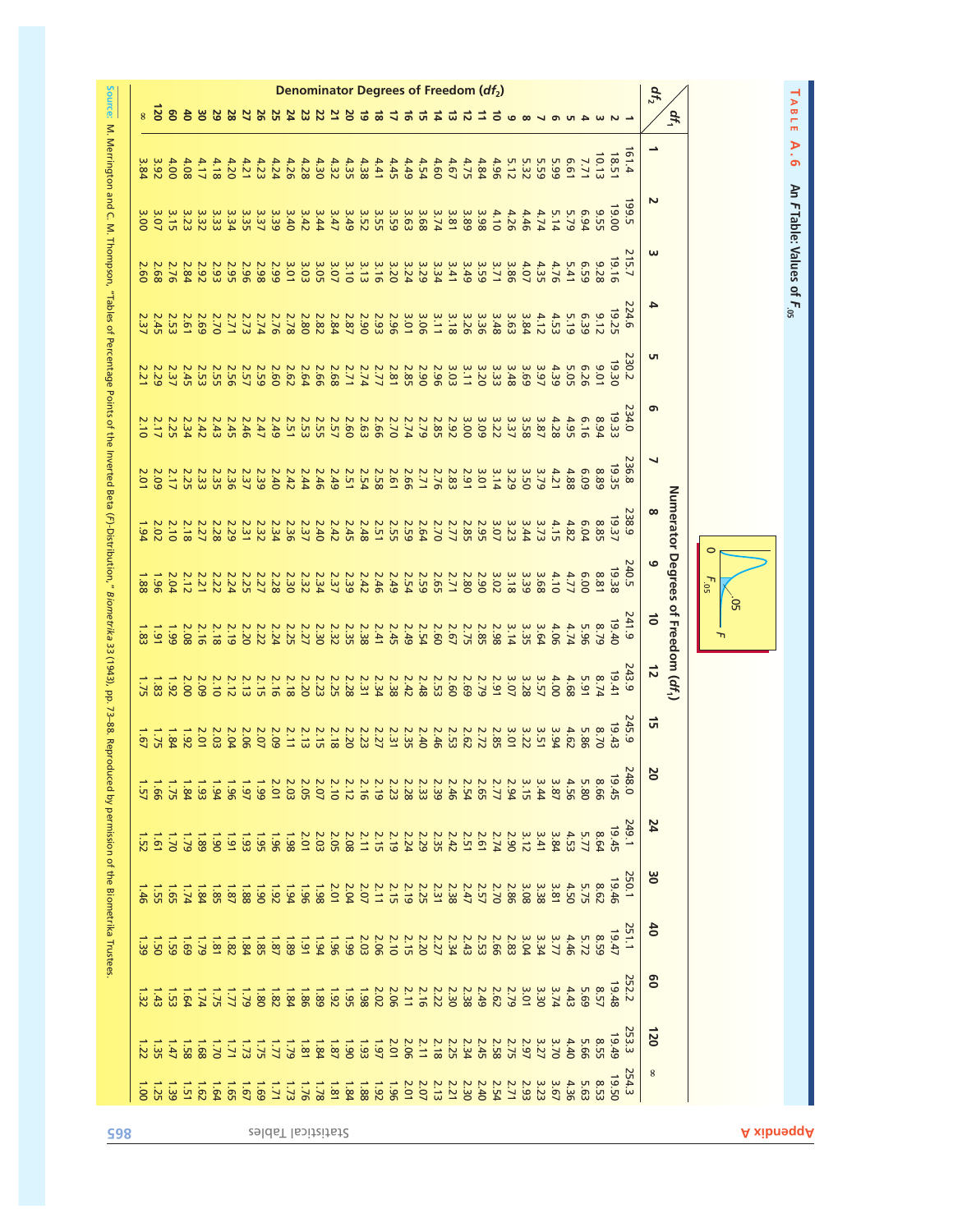# Table A.6 An F Table: Values of $F_{.05}$

**Numerator Degrees of Freedom ($df_1$)**

**Denominator Degrees of Freedom ($df_2$)**

| $df_2$ \ $df_1$ | 1 | 2 | 3 | 4 | 5 | 6 | 7 | 8 | 9 | 10 | 12 | 15 | 20 | 24 | 30 | 40 | 60 | 120 | ∞ |
|---|---|---|---|---|---|---|---|---|---|---|---|---|---|---|---|---|---|---|---|
| 1 | 161.4 | 199.5 | 215.7 | 224.6 | 230.2 | 234.0 | 236.8 | 238.9 | 240.5 | 241.9 | 243.9 | 245.9 | 248.0 | 249.1 | 250.1 | 251.1 | 252.2 | 253.3 | 254.3 |
| 2 | 18.51 | 19.00 | 19.16 | 19.25 | 19.30 | 19.33 | 19.35 | 19.37 | 19.38 | 19.40 | 19.41 | 19.43 | 19.45 | 19.45 | 19.46 | 19.47 | 19.48 | 19.49 | 19.50 |
| 3 | 10.13 | 9.55 | 9.28 | 9.12 | 9.01 | 8.94 | 8.89 | 8.85 | 8.81 | 8.79 | 8.74 | 8.70 | 8.66 | 8.64 | 8.62 | 8.59 | 8.57 | 8.55 | 8.53 |
| 4 | 7.71 | 6.94 | 6.59 | 6.39 | 6.26 | 6.16 | 6.09 | 6.04 | 6.00 | 5.96 | 5.91 | 5.86 | 5.80 | 5.77 | 5.75 | 5.72 | 5.69 | 5.66 | 5.63 |
| 5 | 6.61 | 5.79 | 5.41 | 5.19 | 5.05 | 4.95 | 4.88 | 4.82 | 4.77 | 4.74 | 4.68 | 4.62 | 4.56 | 4.53 | 4.50 | 4.46 | 4.43 | 4.40 | 4.36 |
| 6 | 5.99 | 5.14 | 4.76 | 4.53 | 4.39 | 4.28 | 4.21 | 4.15 | 4.10 | 4.06 | 4.00 | 3.94 | 3.87 | 3.84 | 3.81 | 3.77 | 3.74 | 3.70 | 3.67 |
| 7 | 5.59 | 4.74 | 4.35 | 4.12 | 3.97 | 3.87 | 3.79 | 3.73 | 3.68 | 3.64 | 3.57 | 3.51 | 3.44 | 3.41 | 3.38 | 3.34 | 3.30 | 3.27 | 3.23 |
| 8 | 5.32 | 4.46 | 4.07 | 3.84 | 3.69 | 3.58 | 3.50 | 3.44 | 3.39 | 3.35 | 3.28 | 3.22 | 3.15 | 3.12 | 3.08 | 3.04 | 3.01 | 2.97 | 2.93 |
| 9 | 5.12 | 4.26 | 3.86 | 3.63 | 3.48 | 3.37 | 3.29 | 3.23 | 3.18 | 3.14 | 3.07 | 3.01 | 2.94 | 2.90 | 2.86 | 2.83 | 2.79 | 2.75 | 2.71 |
| 10 | 4.96 | 4.10 | 3.71 | 3.48 | 3.33 | 3.22 | 3.14 | 3.07 | 3.02 | 2.98 | 2.91 | 2.85 | 2.77 | 2.74 | 2.70 | 2.66 | 2.62 | 2.58 | 2.54 |
| 11 | 4.84 | 3.98 | 3.59 | 3.36 | 3.20 | 3.09 | 3.01 | 2.95 | 2.90 | 2.85 | 2.79 | 2.72 | 2.65 | 2.61 | 2.57 | 2.53 | 2.49 | 2.45 | 2.40 |
| 12 | 4.75 | 3.89 | 3.49 | 3.26 | 3.11 | 3.00 | 2.91 | 2.85 | 2.80 | 2.75 | 2.69 | 2.62 | 2.54 | 2.51 | 2.47 | 2.43 | 2.38 | 2.34 | 2.30 |
| 13 | 4.67 | 3.81 | 3.41 | 3.18 | 3.03 | 2.92 | 2.83 | 2.77 | 2.71 | 2.67 | 2.60 | 2.53 | 2.46 | 2.42 | 2.38 | 2.34 | 2.30 | 2.25 | 2.21 |
| 14 | 4.60 | 3.74 | 3.34 | 3.11 | 2.96 | 2.85 | 2.76 | 2.70 | 2.65 | 2.60 | 2.53 | 2.46 | 2.39 | 2.35 | 2.31 | 2.27 | 2.22 | 2.18 | 2.13 |
| 15 | 4.54 | 3.68 | 3.29 | 3.06 | 2.90 | 2.79 | 2.71 | 2.64 | 2.59 | 2.54 | 2.48 | 2.40 | 2.33 | 2.29 | 2.25 | 2.20 | 2.16 | 2.11 | 2.07 |
| 16 | 4.49 | 3.63 | 3.24 | 3.01 | 2.85 | 2.74 | 2.66 | 2.59 | 2.54 | 2.49 | 2.42 | 2.35 | 2.28 | 2.24 | 2.19 | 2.15 | 2.11 | 2.06 | 2.01 |
| 17 | 4.45 | 3.59 | 3.20 | 2.96 | 2.81 | 2.70 | 2.61 | 2.55 | 2.49 | 2.45 | 2.38 | 2.31 | 2.23 | 2.19 | 2.15 | 2.10 | 2.06 | 2.01 | 1.96 |
| 18 | 4.41 | 3.55 | 3.16 | 2.93 | 2.77 | 2.66 | 2.58 | 2.51 | 2.46 | 2.41 | 2.34 | 2.27 | 2.19 | 2.15 | 2.11 | 2.06 | 2.02 | 1.97 | 1.92 |
| 19 | 4.38 | 3.52 | 3.13 | 2.90 | 2.74 | 2.63 | 2.54 | 2.48 | 2.42 | 2.38 | 2.31 | 2.23 | 2.16 | 2.11 | 2.07 | 2.03 | 1.98 | 1.93 | 1.88 |
| 20 | 4.35 | 3.49 | 3.10 | 2.87 | 2.71 | 2.60 | 2.51 | 2.45 | 2.39 | 2.35 | 2.28 | 2.20 | 2.12 | 2.08 | 2.04 | 1.99 | 1.95 | 1.90 | 1.84 |
| 21 | 4.32 | 3.47 | 3.07 | 2.84 | 2.68 | 2.57 | 2.49 | 2.42 | 2.37 | 2.32 | 2.25 | 2.18 | 2.10 | 2.05 | 2.01 | 1.96 | 1.92 | 1.87 | 1.81 |
| 22 | 4.30 | 3.44 | 3.05 | 2.82 | 2.66 | 2.55 | 2.46 | 2.40 | 2.34 | 2.30 | 2.23 | 2.15 | 2.07 | 2.03 | 1.98 | 1.94 | 1.89 | 1.84 | 1.78 |
| 23 | 4.28 | 3.42 | 3.03 | 2.80 | 2.64 | 2.53 | 2.44 | 2.37 | 2.32 | 2.27 | 2.20 | 2.13 | 2.05 | 2.01 | 1.96 | 1.91 | 1.86 | 1.81 | 1.76 |
| 24 | 4.26 | 3.40 | 3.01 | 2.78 | 2.62 | 2.51 | 2.42 | 2.36 | 2.30 | 2.25 | 2.18 | 2.11 | 2.03 | 1.98 | 1.94 | 1.89 | 1.84 | 1.79 | 1.73 |
| 25 | 4.24 | 3.39 | 2.99 | 2.76 | 2.60 | 2.49 | 2.40 | 2.34 | 2.28 | 2.24 | 2.16 | 2.09 | 2.01 | 1.96 | 1.92 | 1.87 | 1.82 | 1.77 | 1.71 |
| 26 | 4.23 | 3.37 | 2.98 | 2.74 | 2.59 | 2.47 | 2.39 | 2.32 | 2.27 | 2.22 | 2.15 | 2.07 | 1.99 | 1.95 | 1.90 | 1.85 | 1.80 | 1.75 | 1.69 |
| 27 | 4.21 | 3.35 | 2.96 | 2.73 | 2.57 | 2.46 | 2.37 | 2.31 | 2.25 | 2.20 | 2.13 | 2.06 | 1.97 | 1.93 | 1.88 | 1.84 | 1.79 | 1.73 | 1.67 |
| 28 | 4.20 | 3.34 | 2.95 | 2.71 | 2.56 | 2.45 | 2.36 | 2.29 | 2.24 | 2.19 | 2.12 | 2.04 | 1.96 | 1.91 | 1.87 | 1.82 | 1.77 | 1.71 | 1.65 |
| 29 | 4.18 | 3.33 | 2.93 | 2.70 | 2.55 | 2.43 | 2.35 | 2.28 | 2.22 | 2.18 | 2.10 | 2.03 | 1.94 | 1.90 | 1.85 | 1.81 | 1.75 | 1.70 | 1.64 |
| 30 | 4.17 | 3.32 | 2.92 | 2.69 | 2.53 | 2.42 | 2.33 | 2.27 | 2.21 | 2.16 | 2.09 | 2.01 | 1.93 | 1.89 | 1.84 | 1.79 | 1.74 | 1.68 | 1.62 |
| 40 | 4.08 | 3.23 | 2.84 | 2.61 | 2.45 | 2.34 | 2.25 | 2.18 | 2.12 | 2.08 | 2.00 | 1.92 | 1.84 | 1.79 | 1.74 | 1.69 | 1.64 | 1.58 | 1.51 |
| 60 | 4.00 | 3.15 | 2.76 | 2.53 | 2.37 | 2.25 | 2.17 | 2.10 | 2.04 | 1.99 | 1.92 | 1.84 | 1.75 | 1.70 | 1.65 | 1.59 | 1.53 | 1.47 | 1.39 |
| 120 | 3.92 | 3.07 | 2.68 | 2.45 | 2.29 | 2.17 | 2.09 | 2.02 | 1.96 | 1.91 | 1.83 | 1.75 | 1.66 | 1.61 | 1.55 | 1.50 | 1.43 | 1.35 | 1.25 |
| ∞ | 3.84 | 3.00 | 2.60 | 2.37 | 2.21 | 2.10 | 2.01 | 1.94 | 1.88 | 1.83 | 1.75 | 1.67 | 1.57 | 1.52 | 1.46 | 1.39 | 1.32 | 1.22 | 1.00 |

Source: M. Merrington and C. M. Thompson, "Tables of Percentage Points of the Inverted Beta (*F*)-Distribution," *Biometrika* 33 (1943), pp. 73–88. Reproduced by permission of the Biometrika Trustees.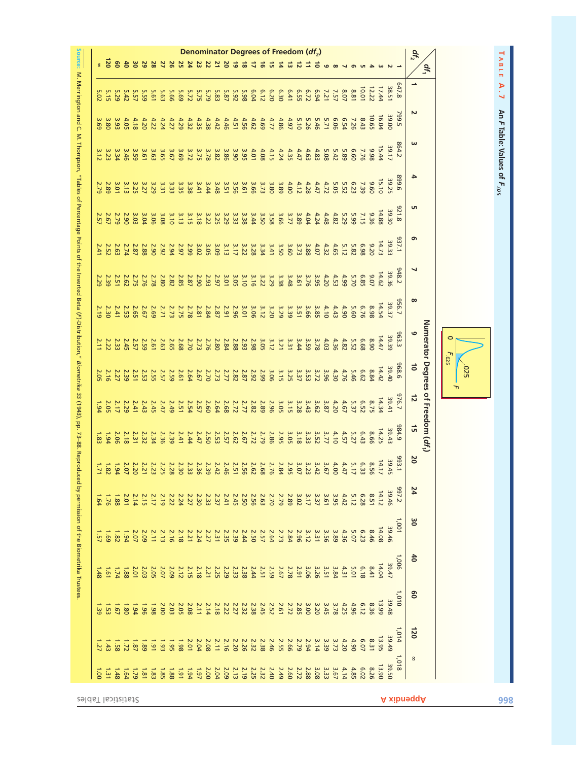**TABLE A.7 An F Table: Values of $F_{.025}$**

Numerator Degrees of Freedom ($df_1$)

Denominator Degrees of Freedom ($df_2$)

| $df_2$ \ $df_1$ | 1 | 2 | 3 | 4 | 5 | 6 | 7 | 8 | 9 | 10 | 12 | 15 | 20 | 24 | 30 | 40 | 60 | 120 | ∞ |
|---|---|---|---|---|---|---|---|---|---|---|---|---|---|---|---|---|---|---|---|
| 1 | 647.8 | 799.5 | 864.2 | 899.6 | 921.8 | 937.1 | 948.2 | 956.7 | 963.3 | 968.6 | 976.7 | 984.9 | 993.1 | 997.2 | 1,001 | 1,006 | 1,010 | 1,014 | 1,018 |
| 2 | 38.51 | 39.00 | 39.17 | 39.25 | 39.30 | 39.33 | 39.36 | 39.37 | 39.39 | 39.40 | 39.41 | 39.43 | 39.45 | 39.46 | 39.46 | 39.47 | 39.48 | 39.49 | 39.50 |
| 3 | 17.44 | 16.04 | 15.44 | 15.10 | 14.88 | 14.73 | 14.62 | 14.54 | 14.47 | 14.42 | 14.34 | 14.25 | 14.17 | 14.12 | 14.08 | 14.04 | 13.99 | 13.95 | 13.90 |
| 4 | 12.22 | 10.65 | 9.98 | 9.60 | 9.36 | 9.20 | 9.07 | 8.98 | 8.90 | 8.84 | 8.75 | 8.66 | 8.56 | 8.51 | 8.46 | 8.41 | 8.36 | 8.31 | 8.26 |
| 5 | 10.01 | 8.43 | 7.76 | 7.39 | 7.15 | 6.98 | 6.85 | 6.76 | 6.68 | 6.62 | 6.52 | 6.43 | 6.33 | 6.28 | 6.23 | 6.18 | 6.12 | 6.07 | 6.02 |
| 6 | 8.81 | 7.26 | 6.60 | 6.23 | 5.99 | 5.82 | 5.70 | 5.60 | 5.52 | 5.46 | 5.37 | 5.27 | 5.17 | 5.12 | 5.07 | 5.01 | 4.96 | 4.90 | 4.85 |
| 7 | 8.07 | 6.54 | 5.89 | 5.52 | 5.29 | 5.12 | 4.99 | 4.90 | 4.82 | 4.76 | 4.67 | 4.57 | 4.47 | 4.42 | 4.36 | 4.31 | 4.25 | 4.20 | 4.14 |
| 8 | 7.57 | 6.06 | 5.42 | 5.05 | 4.82 | 4.65 | 4.53 | 4.43 | 4.36 | 4.30 | 4.20 | 4.10 | 4.00 | 3.95 | 3.89 | 3.84 | 3.78 | 3.73 | 3.67 |
| 9 | 7.21 | 5.71 | 5.08 | 4.72 | 4.48 | 4.32 | 4.20 | 4.10 | 4.03 | 3.96 | 3.87 | 3.77 | 3.67 | 3.61 | 3.56 | 3.51 | 3.45 | 3.39 | 3.33 |
| 10 | 6.94 | 5.46 | 4.83 | 4.47 | 4.24 | 4.07 | 3.95 | 3.85 | 3.78 | 3.72 | 3.62 | 3.52 | 3.42 | 3.37 | 3.31 | 3.26 | 3.20 | 3.14 | 3.08 |
| 11 | 6.72 | 5.26 | 4.63 | 4.28 | 4.04 | 3.88 | 3.76 | 3.66 | 3.59 | 3.53 | 3.43 | 3.33 | 3.23 | 3.17 | 3.12 | 3.06 | 3.00 | 2.94 | 2.88 |
| 12 | 6.55 | 5.10 | 4.47 | 4.12 | 3.89 | 3.73 | 3.61 | 3.51 | 3.44 | 3.37 | 3.28 | 3.18 | 3.07 | 3.02 | 2.96 | 2.91 | 2.85 | 2.79 | 2.72 |
| 13 | 6.41 | 4.97 | 4.35 | 4.00 | 3.77 | 3.60 | 3.48 | 3.39 | 3.31 | 3.25 | 3.15 | 3.05 | 2.95 | 2.89 | 2.84 | 2.78 | 2.72 | 2.66 | 2.60 |
| 14 | 6.30 | 4.86 | 4.24 | 3.89 | 3.66 | 3.50 | 3.38 | 3.29 | 3.21 | 3.15 | 3.05 | 2.95 | 2.84 | 2.79 | 2.73 | 2.67 | 2.61 | 2.55 | 2.49 |
| 15 | 6.20 | 4.77 | 4.15 | 3.80 | 3.58 | 3.41 | 3.29 | 3.20 | 3.12 | 3.06 | 2.96 | 2.86 | 2.76 | 2.70 | 2.64 | 2.59 | 2.52 | 2.46 | 2.40 |
| 16 | 6.12 | 4.69 | 4.08 | 3.73 | 3.50 | 3.34 | 3.22 | 3.12 | 3.05 | 2.99 | 2.89 | 2.79 | 2.68 | 2.63 | 2.57 | 2.51 | 2.45 | 2.38 | 2.32 |
| 17 | 6.04 | 4.62 | 4.01 | 3.66 | 3.44 | 3.28 | 3.16 | 3.06 | 2.98 | 2.92 | 2.82 | 2.72 | 2.62 | 2.56 | 2.50 | 2.44 | 2.38 | 2.32 | 2.25 |
| 18 | 5.98 | 4.56 | 3.95 | 3.61 | 3.38 | 3.22 | 3.10 | 3.01 | 2.93 | 2.87 | 2.77 | 2.67 | 2.56 | 2.50 | 2.44 | 2.38 | 2.32 | 2.26 | 2.19 |
| 19 | 5.92 | 4.51 | 3.90 | 3.56 | 3.33 | 3.17 | 3.05 | 2.96 | 2.88 | 2.82 | 2.72 | 2.62 | 2.51 | 2.45 | 2.39 | 2.33 | 2.27 | 2.20 | 2.13 |
| 20 | 5.87 | 4.46 | 3.86 | 3.51 | 3.29 | 3.13 | 3.01 | 2.91 | 2.84 | 2.77 | 2.68 | 2.57 | 2.46 | 2.41 | 2.35 | 2.29 | 2.22 | 2.16 | 2.09 |
| 21 | 5.83 | 4.42 | 3.82 | 3.48 | 3.25 | 3.09 | 2.97 | 2.87 | 2.80 | 2.73 | 2.64 | 2.53 | 2.42 | 2.37 | 2.31 | 2.25 | 2.18 | 2.11 | 2.04 |
| 22 | 5.79 | 4.38 | 3.78 | 3.44 | 3.22 | 3.05 | 2.93 | 2.84 | 2.76 | 2.70 | 2.60 | 2.50 | 2.39 | 2.33 | 2.27 | 2.21 | 2.14 | 2.08 | 2.00 |
| 23 | 5.75 | 4.35 | 3.75 | 3.41 | 3.18 | 3.02 | 2.90 | 2.81 | 2.73 | 2.67 | 2.57 | 2.47 | 2.36 | 2.30 | 2.24 | 2.18 | 2.11 | 2.04 | 1.97 |
| 24 | 5.72 | 4.32 | 3.72 | 3.38 | 3.15 | 2.99 | 2.87 | 2.78 | 2.70 | 2.64 | 2.54 | 2.44 | 2.33 | 2.27 | 2.21 | 2.15 | 2.08 | 2.01 | 1.94 |
| 25 | 5.69 | 4.29 | 3.69 | 3.35 | 3.13 | 2.97 | 2.85 | 2.75 | 2.68 | 2.61 | 2.51 | 2.41 | 2.30 | 2.24 | 2.18 | 2.12 | 2.05 | 1.98 | 1.91 |
| 26 | 5.66 | 4.27 | 3.67 | 3.33 | 3.10 | 2.94 | 2.82 | 2.73 | 2.65 | 2.59 | 2.49 | 2.39 | 2.28 | 2.22 | 2.16 | 2.09 | 2.03 | 1.95 | 1.88 |
| 27 | 5.63 | 4.24 | 3.65 | 3.31 | 3.08 | 2.92 | 2.80 | 2.71 | 2.63 | 2.57 | 2.47 | 2.36 | 2.25 | 2.19 | 2.13 | 2.07 | 2.00 | 1.93 | 1.85 |
| 28 | 5.61 | 4.22 | 3.63 | 3.29 | 3.06 | 2.90 | 2.78 | 2.69 | 2.61 | 2.55 | 2.45 | 2.34 | 2.23 | 2.17 | 2.11 | 2.05 | 1.98 | 1.91 | 1.83 |
| 29 | 5.59 | 4.20 | 3.61 | 3.27 | 3.04 | 2.88 | 2.76 | 2.67 | 2.59 | 2.53 | 2.43 | 2.32 | 2.21 | 2.15 | 2.09 | 2.03 | 1.96 | 1.89 | 1.81 |
| 30 | 5.57 | 4.18 | 3.59 | 3.25 | 3.03 | 2.87 | 2.75 | 2.65 | 2.57 | 2.51 | 2.41 | 2.31 | 2.20 | 2.14 | 2.07 | 2.01 | 1.94 | 1.87 | 1.79 |
| 40 | 5.42 | 4.05 | 3.46 | 3.13 | 2.90 | 2.74 | 2.62 | 2.53 | 2.45 | 2.39 | 2.29 | 2.18 | 2.07 | 2.01 | 1.94 | 1.88 | 1.80 | 1.72 | 1.64 |
| 60 | 5.29 | 3.93 | 3.34 | 3.01 | 2.79 | 2.63 | 2.51 | 2.41 | 2.33 | 2.27 | 2.17 | 2.06 | 1.94 | 1.88 | 1.82 | 1.74 | 1.67 | 1.58 | 1.48 |
| 120 | 5.15 | 3.80 | 3.23 | 2.89 | 2.67 | 2.52 | 2.39 | 2.30 | 2.22 | 2.16 | 2.05 | 1.94 | 1.82 | 1.76 | 1.69 | 1.61 | 1.53 | 1.43 | 1.31 |
| ∞ | 5.02 | 3.69 | 3.12 | 2.79 | 2.57 | 2.41 | 2.29 | 2.19 | 2.11 | 2.05 | 1.94 | 1.83 | 1.71 | 1.64 | 1.57 | 1.48 | 1.39 | 1.27 | 1.00 |

**Source:** M. Merrington and C. M. Thompson, "Tables of Percentage Points of the Inverted Beta (F)-Distribution," *Biometrika* 33 (1943), pp. 73–88. Reproduced by permission of the Biometrika Trustees.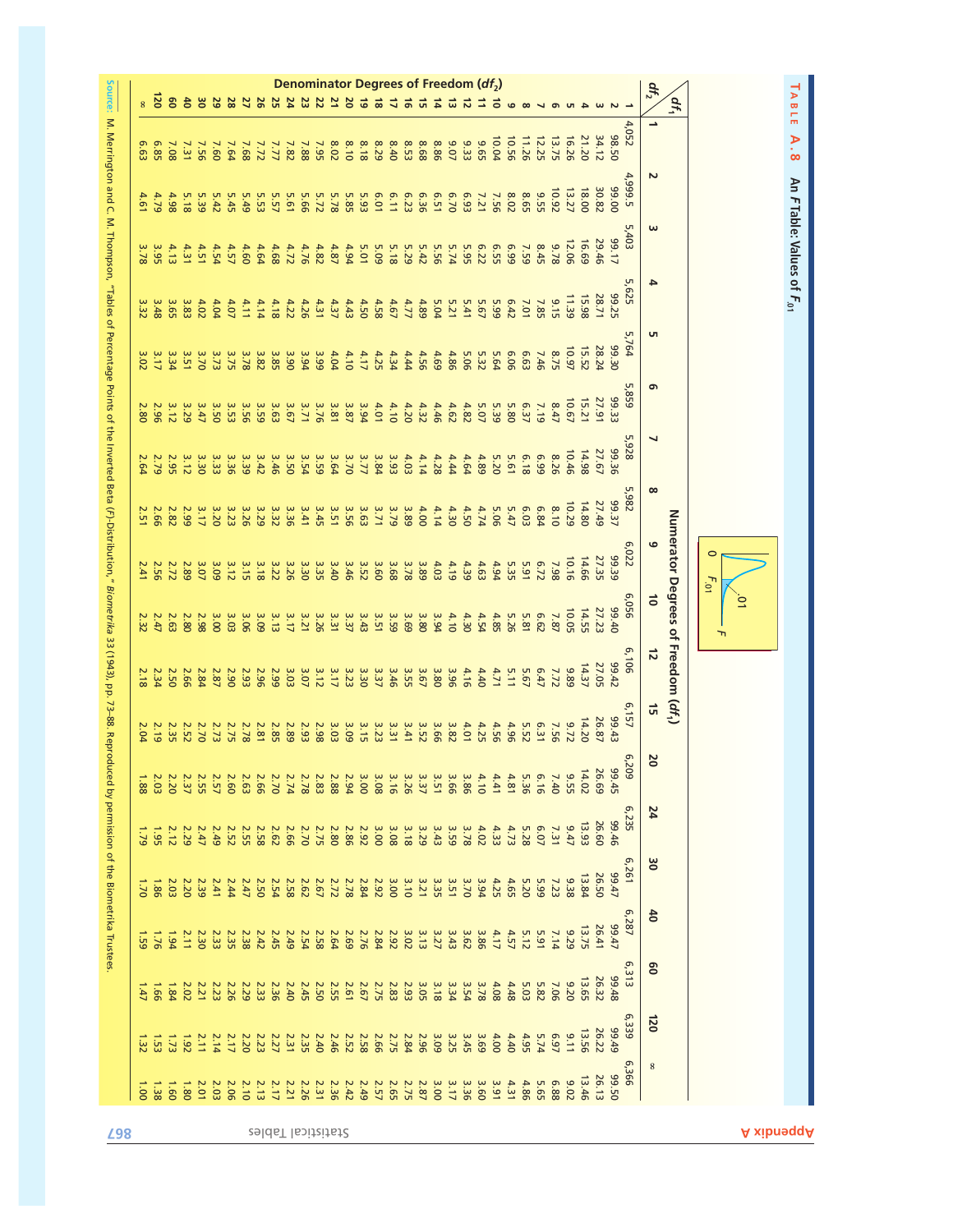# TABLE A.8 An *F* Table: Values of $F_{.01}$

.01
0
$F_{.01}$
*F*

**Numerator Degrees of Freedom ($df_1$)** / **Denominator Degrees of Freedom ($df_2$)**

| $df_2$ \ $df_1$ | 1 | 2 | 3 | 4 | 5 | 6 | 7 | 8 | 9 | 10 | 12 | 15 | 20 | 24 | 30 | 40 | 60 | 120 | ∞ |
|---|---|---|---|---|---|---|---|---|---|---|---|---|---|---|---|---|---|---|---|
| 1 | 4,052 | 4,999.5 | 5,403 | 5,625 | 5,764 | 5,859 | 5,928 | 5,982 | 6,022 | 6,056 | 6,106 | 6,157 | 6,209 | 6,235 | 6,261 | 6,287 | 6,313 | 6,339 | 6,366 |
| 2 | 98.50 | 99.00 | 99.17 | 99.25 | 99.30 | 99.33 | 99.36 | 99.37 | 99.39 | 99.40 | 99.42 | 99.43 | 99.45 | 99.46 | 99.47 | 99.47 | 99.48 | 99.49 | 99.50 |
| 3 | 34.12 | 30.82 | 29.46 | 28.71 | 28.24 | 27.91 | 27.67 | 27.49 | 27.35 | 27.23 | 27.05 | 26.87 | 26.69 | 26.60 | 26.50 | 26.41 | 26.32 | 26.22 | 26.13 |
| 4 | 21.20 | 18.00 | 16.69 | 15.98 | 15.52 | 15.21 | 14.98 | 14.80 | 14.66 | 14.55 | 14.37 | 14.20 | 14.02 | 13.93 | 13.84 | 13.75 | 13.65 | 13.56 | 13.46 |
| 5 | 16.26 | 13.27 | 12.06 | 11.39 | 10.97 | 10.67 | 10.46 | 10.29 | 10.16 | 10.05 | 9.89 | 9.72 | 9.55 | 9.47 | 9.38 | 9.29 | 9.20 | 9.11 | 9.02 |
| 6 | 13.75 | 10.92 | 9.78 | 9.15 | 8.75 | 8.47 | 8.26 | 8.10 | 7.98 | 7.87 | 7.72 | 7.56 | 7.40 | 7.31 | 7.23 | 7.14 | 7.06 | 6.97 | 6.88 |
| 7 | 12.25 | 9.55 | 8.45 | 7.85 | 7.46 | 7.19 | 6.99 | 6.84 | 6.72 | 6.62 | 6.47 | 6.31 | 6.16 | 6.07 | 5.99 | 5.91 | 5.82 | 5.74 | 5.65 |
| 8 | 11.26 | 8.65 | 7.59 | 7.01 | 6.63 | 6.37 | 6.18 | 6.03 | 5.91 | 5.81 | 5.67 | 5.52 | 5.36 | 5.28 | 5.20 | 5.12 | 5.03 | 4.95 | 4.86 |
| 9 | 10.56 | 8.02 | 6.99 | 6.42 | 6.06 | 5.80 | 5.61 | 5.47 | 5.35 | 5.26 | 5.11 | 4.96 | 4.81 | 4.73 | 4.65 | 4.57 | 4.48 | 4.40 | 4.31 |
| 10 | 10.04 | 7.56 | 6.55 | 5.99 | 5.64 | 5.39 | 5.20 | 5.06 | 4.94 | 4.85 | 4.71 | 4.56 | 4.41 | 4.33 | 4.25 | 4.17 | 4.08 | 4.00 | 3.91 |
| 11 | 9.65 | 7.21 | 6.22 | 5.67 | 5.32 | 5.07 | 4.89 | 4.74 | 4.63 | 4.54 | 4.40 | 4.25 | 4.10 | 4.02 | 3.94 | 3.86 | 3.78 | 3.69 | 3.60 |
| 12 | 9.33 | 6.93 | 5.95 | 5.41 | 5.06 | 4.82 | 4.64 | 4.50 | 4.39 | 4.30 | 4.16 | 4.01 | 3.86 | 3.78 | 3.70 | 3.62 | 3.54 | 3.45 | 3.36 |
| 13 | 9.07 | 6.70 | 5.74 | 5.21 | 4.86 | 4.62 | 4.44 | 4.30 | 4.19 | 4.10 | 3.96 | 3.82 | 3.66 | 3.59 | 3.51 | 3.43 | 3.34 | 3.25 | 3.17 |
| 14 | 8.86 | 6.51 | 5.56 | 5.04 | 4.69 | 4.46 | 4.28 | 4.14 | 4.03 | 3.94 | 3.80 | 3.66 | 3.51 | 3.43 | 3.35 | 3.27 | 3.18 | 3.09 | 3.00 |
| 15 | 8.68 | 6.36 | 5.42 | 4.89 | 4.56 | 4.32 | 4.14 | 4.00 | 3.89 | 3.80 | 3.67 | 3.52 | 3.37 | 3.29 | 3.21 | 3.13 | 3.05 | 2.96 | 2.87 |
| 16 | 8.53 | 6.23 | 5.29 | 4.77 | 4.44 | 4.20 | 4.03 | 3.89 | 3.78 | 3.69 | 3.55 | 3.41 | 3.26 | 3.18 | 3.10 | 3.02 | 2.93 | 2.84 | 2.75 |
| 17 | 8.40 | 6.11 | 5.18 | 4.67 | 4.34 | 4.10 | 3.93 | 3.79 | 3.68 | 3.59 | 3.46 | 3.31 | 3.16 | 3.08 | 3.00 | 2.92 | 2.83 | 2.75 | 2.65 |
| 18 | 8.29 | 6.01 | 5.09 | 4.58 | 4.25 | 4.01 | 3.84 | 3.71 | 3.60 | 3.51 | 3.37 | 3.23 | 3.08 | 3.00 | 2.92 | 2.84 | 2.75 | 2.66 | 2.57 |
| 19 | 8.18 | 5.93 | 5.01 | 4.50 | 4.17 | 3.94 | 3.77 | 3.63 | 3.52 | 3.43 | 3.30 | 3.15 | 3.00 | 2.92 | 2.84 | 2.76 | 2.67 | 2.58 | 2.49 |
| 20 | 8.10 | 5.85 | 4.94 | 4.43 | 4.10 | 3.87 | 3.70 | 3.56 | 3.46 | 3.37 | 3.23 | 3.09 | 2.94 | 2.86 | 2.78 | 2.69 | 2.61 | 2.52 | 2.42 |
| 21 | 8.02 | 5.78 | 4.87 | 4.37 | 4.04 | 3.81 | 3.64 | 3.51 | 3.40 | 3.31 | 3.17 | 3.03 | 2.88 | 2.80 | 2.72 | 2.64 | 2.55 | 2.46 | 2.36 |
| 22 | 7.95 | 5.72 | 4.82 | 4.31 | 3.99 | 3.76 | 3.59 | 3.45 | 3.35 | 3.26 | 3.12 | 2.98 | 2.83 | 2.75 | 2.67 | 2.58 | 2.50 | 2.40 | 2.31 |
| 23 | 7.88 | 5.66 | 4.76 | 4.26 | 3.94 | 3.71 | 3.54 | 3.41 | 3.30 | 3.21 | 3.07 | 2.93 | 2.78 | 2.70 | 2.62 | 2.54 | 2.45 | 2.35 | 2.26 |
| 24 | 7.82 | 5.61 | 4.72 | 4.22 | 3.90 | 3.67 | 3.50 | 3.36 | 3.26 | 3.17 | 3.03 | 2.89 | 2.74 | 2.66 | 2.58 | 2.49 | 2.40 | 2.31 | 2.21 |
| 25 | 7.77 | 5.57 | 4.68 | 4.18 | 3.85 | 3.63 | 3.46 | 3.32 | 3.22 | 3.13 | 2.99 | 2.85 | 2.70 | 2.62 | 2.54 | 2.45 | 2.36 | 2.27 | 2.17 |
| 26 | 7.72 | 5.53 | 4.64 | 4.14 | 3.82 | 3.59 | 3.42 | 3.29 | 3.18 | 3.09 | 2.96 | 2.81 | 2.66 | 2.58 | 2.50 | 2.42 | 2.33 | 2.23 | 2.13 |
| 27 | 7.68 | 5.49 | 4.60 | 4.11 | 3.78 | 3.56 | 3.39 | 3.26 | 3.15 | 3.06 | 2.93 | 2.78 | 2.63 | 2.55 | 2.47 | 2.38 | 2.29 | 2.20 | 2.10 |
| 28 | 7.64 | 5.45 | 4.57 | 4.07 | 3.75 | 3.53 | 3.36 | 3.23 | 3.12 | 3.03 | 2.90 | 2.75 | 2.60 | 2.52 | 2.44 | 2.35 | 2.26 | 2.17 | 2.06 |
| 29 | 7.60 | 5.42 | 4.54 | 4.04 | 3.73 | 3.50 | 3.33 | 3.20 | 3.09 | 3.00 | 2.87 | 2.73 | 2.57 | 2.49 | 2.41 | 2.33 | 2.23 | 2.14 | 2.03 |
| 30 | 7.56 | 5.39 | 4.51 | 4.02 | 3.70 | 3.47 | 3.30 | 3.17 | 3.07 | 2.98 | 2.84 | 2.70 | 2.55 | 2.47 | 2.39 | 2.30 | 2.21 | 2.11 | 2.01 |
| 40 | 7.31 | 5.18 | 4.31 | 3.83 | 3.51 | 3.29 | 3.12 | 2.99 | 2.89 | 2.80 | 2.66 | 2.52 | 2.37 | 2.29 | 2.20 | 2.11 | 2.02 | 1.92 | 1.80 |
| 60 | 7.08 | 4.98 | 4.13 | 3.65 | 3.34 | 3.12 | 2.95 | 2.82 | 2.72 | 2.63 | 2.50 | 2.35 | 2.20 | 2.12 | 2.03 | 1.94 | 1.84 | 1.73 | 1.60 |
| 120 | 6.85 | 4.79 | 3.95 | 3.48 | 3.17 | 2.96 | 2.79 | 2.66 | 2.56 | 2.47 | 2.34 | 2.19 | 2.03 | 1.95 | 1.86 | 1.76 | 1.66 | 1.53 | 1.38 |
| ∞ | 6.63 | 4.61 | 3.78 | 3.32 | 3.02 | 2.80 | 2.64 | 2.51 | 2.41 | 2.32 | 2.18 | 2.04 | 1.88 | 1.79 | 1.70 | 1.59 | 1.47 | 1.32 | 1.00 |

Source: M. Merrington and C. M. Thompson, "Tables of Percentage Points of the Inverted Beta (F)-Distribution," *Biometrika* 33 (1943), pp. 73–88. Reproduced by permission of the Biometrika Trustees.